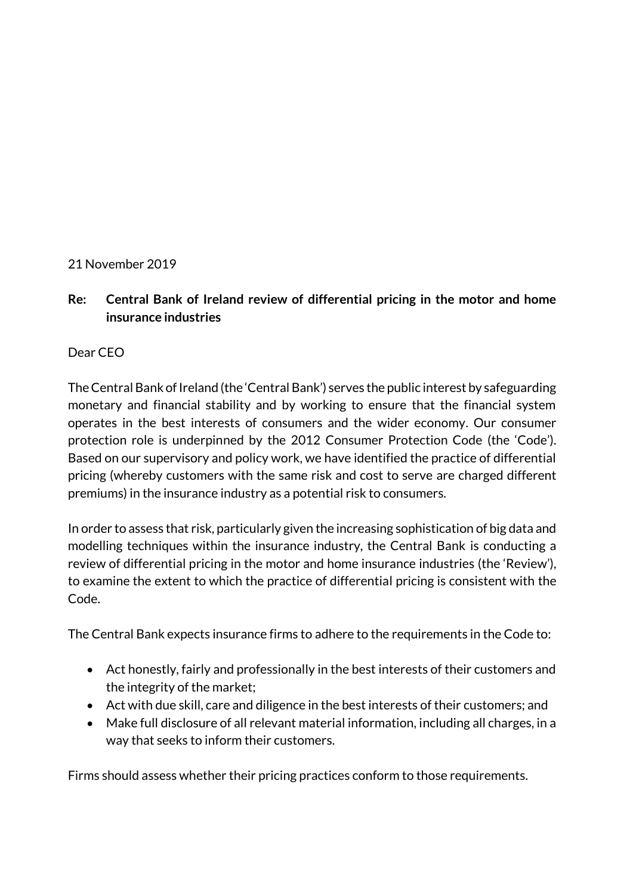21 November 2019

**Re: Central Bank of Ireland review of differential pricing in the motor and home insurance industries**

Dear CEO

The Central Bank of Ireland (the 'Central Bank') serves the public interest by safeguarding monetary and financial stability and by working to ensure that the financial system operates in the best interests of consumers and the wider economy. Our consumer protection role is underpinned by the 2012 Consumer Protection Code (the 'Code'). Based on our supervisory and policy work, we have identified the practice of differential pricing (whereby customers with the same risk and cost to serve are charged different premiums) in the insurance industry as a potential risk to consumers.

In order to assess that risk, particularly given the increasing sophistication of big data and modelling techniques within the insurance industry, the Central Bank is conducting a review of differential pricing in the motor and home insurance industries (the 'Review'), to examine the extent to which the practice of differential pricing is consistent with the Code.

The Central Bank expects insurance firms to adhere to the requirements in the Code to:

- Act honestly, fairly and professionally in the best interests of their customers and the integrity of the market;
- Act with due skill, care and diligence in the best interests of their customers; and
- Make full disclosure of all relevant material information, including all charges, in a way that seeks to inform their customers.

Firms should assess whether their pricing practices conform to those requirements.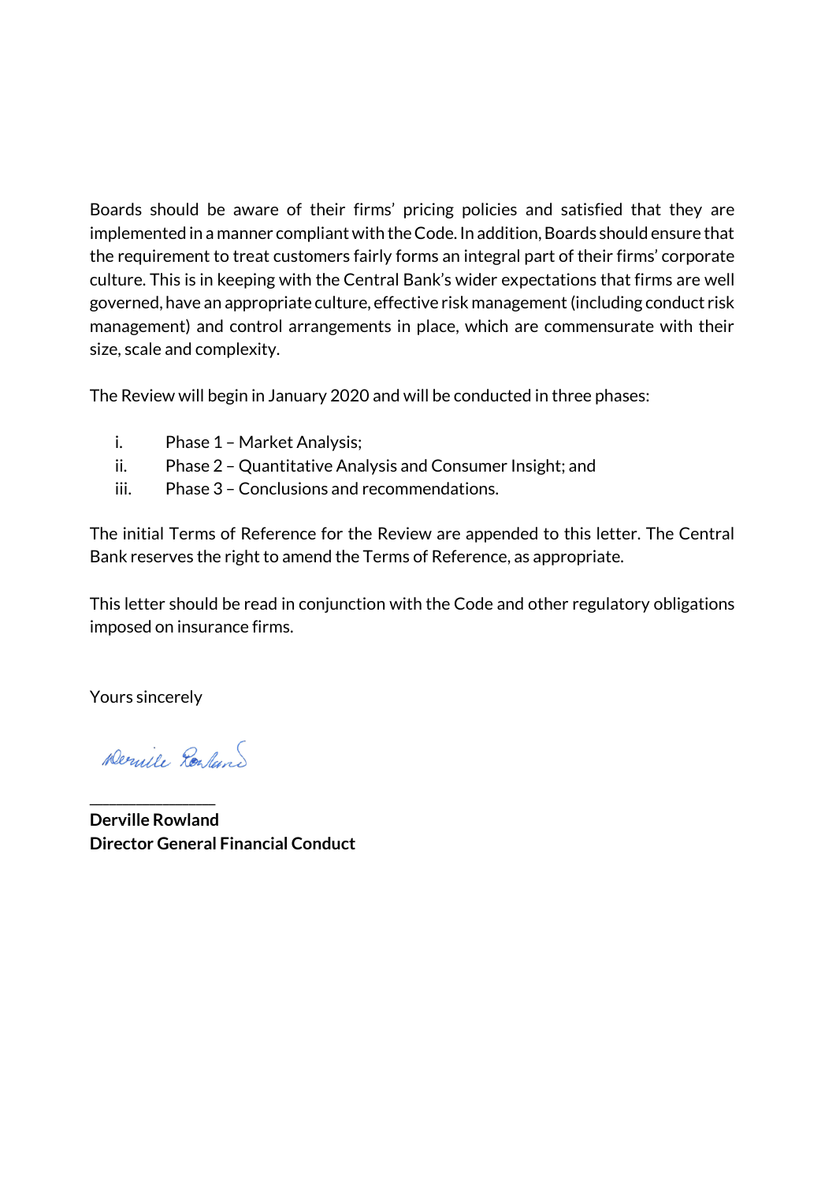Boards should be aware of their firms' pricing policies and satisfied that they are implemented in a manner compliant with the Code. In addition, Boards should ensure that the requirement to treat customers fairly forms an integral part of their firms' corporate culture. This is in keeping with the Central Bank's wider expectations that firms are well governed, have an appropriate culture, effective risk management (including conduct risk management) and control arrangements in place, which are commensurate with their size, scale and complexity.

The Review will begin in January 2020 and will be conducted in three phases:

i. Phase 1 – Market Analysis;
ii. Phase 2 – Quantitative Analysis and Consumer Insight; and
iii. Phase 3 – Conclusions and recommendations.

The initial Terms of Reference for the Review are appended to this letter. The Central Bank reserves the right to amend the Terms of Reference, as appropriate.

This letter should be read in conjunction with the Code and other regulatory obligations imposed on insurance firms.

Yours sincerely

Derville Rowland

_______________

**Derville Rowland**
**Director General Financial Conduct**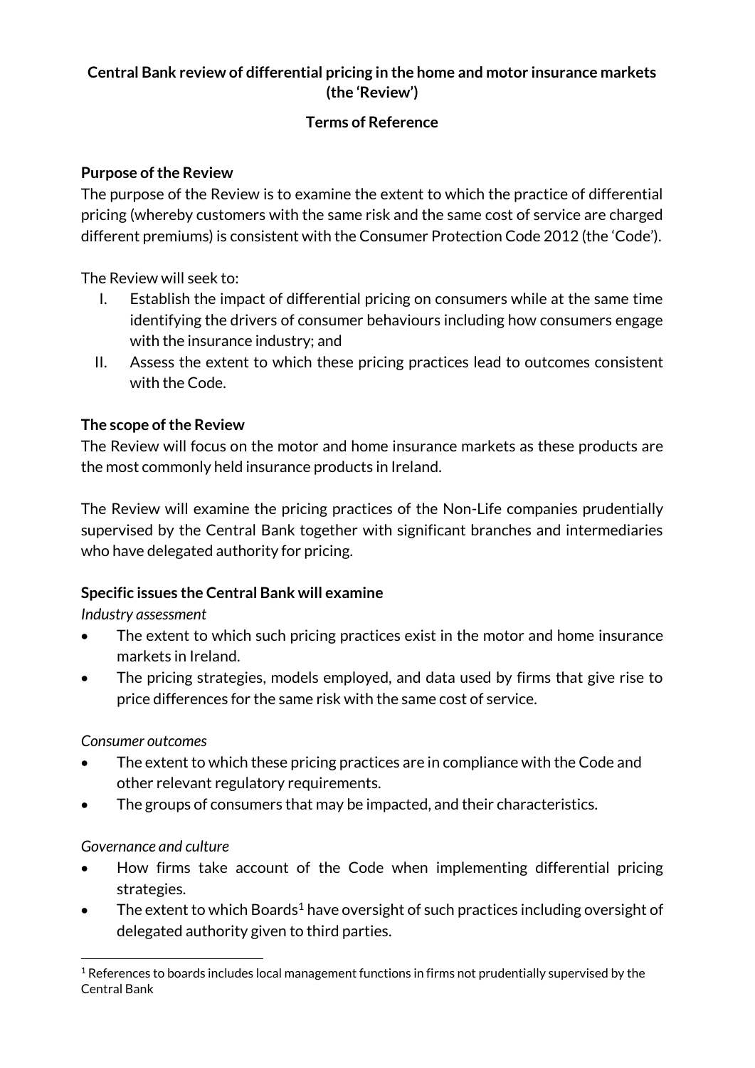**Central Bank review of differential pricing in the home and motor insurance markets (the 'Review')**

**Terms of Reference**

**Purpose of the Review**

The purpose of the Review is to examine the extent to which the practice of differential pricing (whereby customers with the same risk and the same cost of service are charged different premiums) is consistent with the Consumer Protection Code 2012 (the 'Code').

The Review will seek to:

I. Establish the impact of differential pricing on consumers while at the same time identifying the drivers of consumer behaviours including how consumers engage with the insurance industry; and
II. Assess the extent to which these pricing practices lead to outcomes consistent with the Code.

**The scope of the Review**

The Review will focus on the motor and home insurance markets as these products are the most commonly held insurance products in Ireland.

The Review will examine the pricing practices of the Non-Life companies prudentially supervised by the Central Bank together with significant branches and intermediaries who have delegated authority for pricing.

**Specific issues the Central Bank will examine**

*Industry assessment*

- The extent to which such pricing practices exist in the motor and home insurance markets in Ireland.
- The pricing strategies, models employed, and data used by firms that give rise to price differences for the same risk with the same cost of service.

*Consumer outcomes*

- The extent to which these pricing practices are in compliance with the Code and other relevant regulatory requirements.
- The groups of consumers that may be impacted, and their characteristics.

*Governance and culture*

- How firms take account of the Code when implementing differential pricing strategies.
- The extent to which Boards[1] have oversight of such practices including oversight of delegated authority given to third parties.

[1] References to boards includes local management functions in firms not prudentially supervised by the Central Bank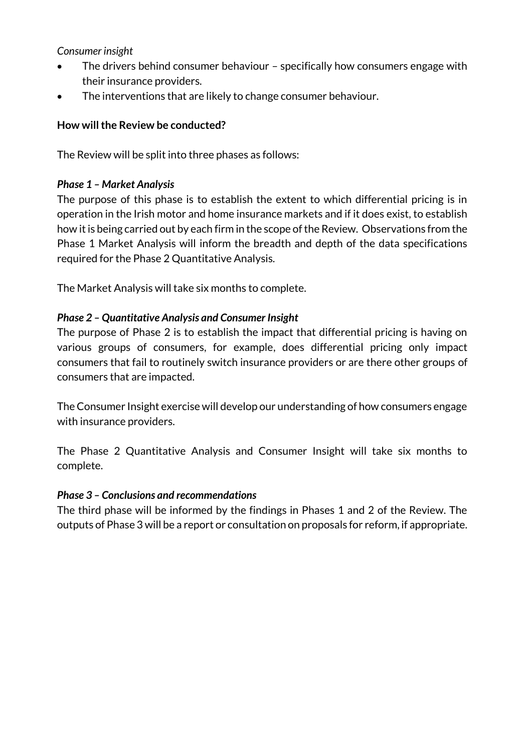*Consumer insight*

- The drivers behind consumer behaviour – specifically how consumers engage with their insurance providers.
- The interventions that are likely to change consumer behaviour.

**How will the Review be conducted?**

The Review will be split into three phases as follows:

***Phase 1 – Market Analysis***

The purpose of this phase is to establish the extent to which differential pricing is in operation in the Irish motor and home insurance markets and if it does exist, to establish how it is being carried out by each firm in the scope of the Review. Observations from the Phase 1 Market Analysis will inform the breadth and depth of the data specifications required for the Phase 2 Quantitative Analysis.

The Market Analysis will take six months to complete.

***Phase 2 – Quantitative Analysis and Consumer Insight***

The purpose of Phase 2 is to establish the impact that differential pricing is having on various groups of consumers, for example, does differential pricing only impact consumers that fail to routinely switch insurance providers or are there other groups of consumers that are impacted.

The Consumer Insight exercise will develop our understanding of how consumers engage with insurance providers.

The Phase 2 Quantitative Analysis and Consumer Insight will take six months to complete.

***Phase 3 – Conclusions and recommendations***

The third phase will be informed by the findings in Phases 1 and 2 of the Review. The outputs of Phase 3 will be a report or consultation on proposals for reform, if appropriate.